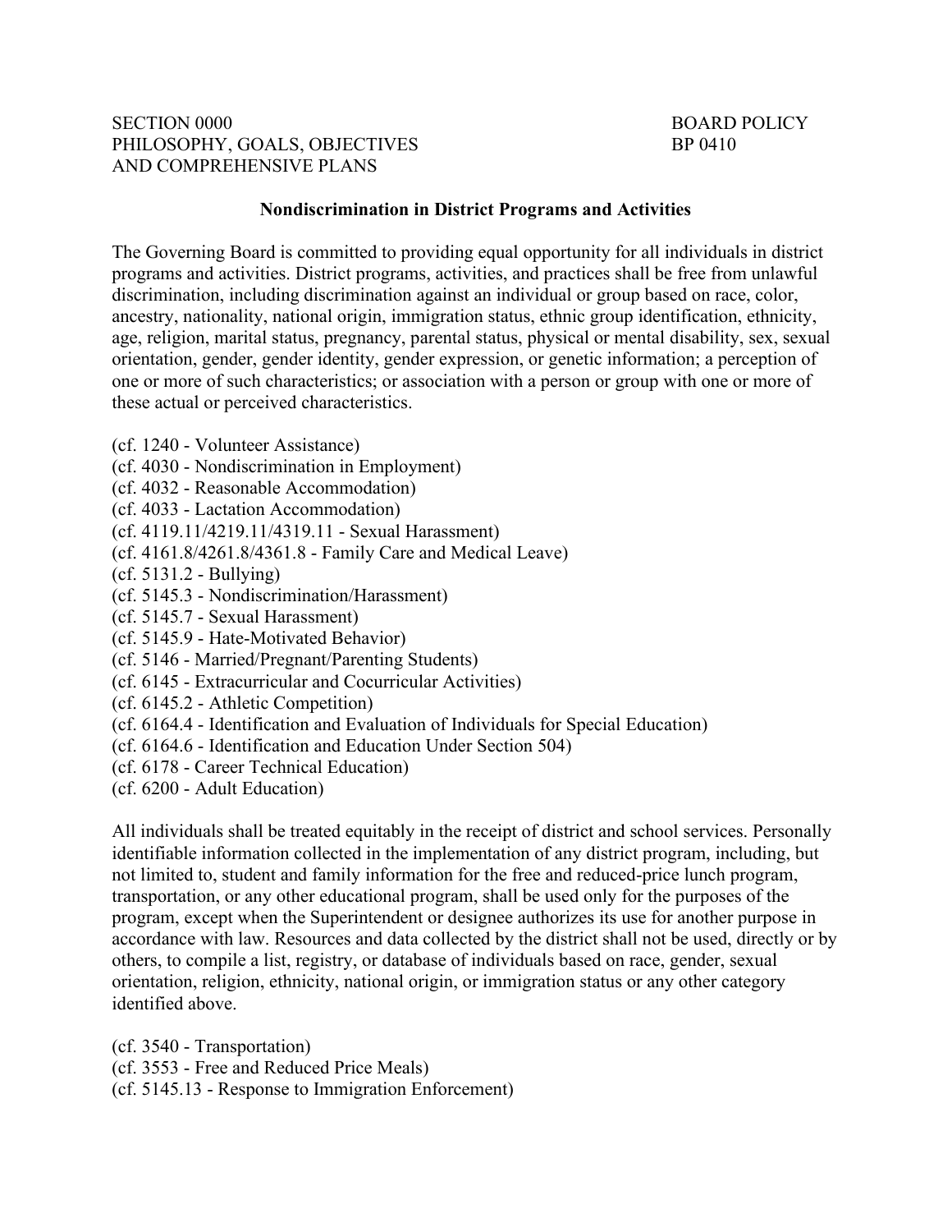SECTION 0000
PHILOSOPHY, GOALS, OBJECTIVES
AND COMPREHENSIVE PLANS

BOARD POLICY
BP 0410

**Nondiscrimination in District Programs and Activities**

The Governing Board is committed to providing equal opportunity for all individuals in district programs and activities. District programs, activities, and practices shall be free from unlawful discrimination, including discrimination against an individual or group based on race, color, ancestry, nationality, national origin, immigration status, ethnic group identification, ethnicity, age, religion, marital status, pregnancy, parental status, physical or mental disability, sex, sexual orientation, gender, gender identity, gender expression, or genetic information; a perception of one or more of such characteristics; or association with a person or group with one or more of these actual or perceived characteristics.

(cf. 1240 - Volunteer Assistance)
(cf. 4030 - Nondiscrimination in Employment)
(cf. 4032 - Reasonable Accommodation)
(cf. 4033 - Lactation Accommodation)
(cf. 4119.11/4219.11/4319.11 - Sexual Harassment)
(cf. 4161.8/4261.8/4361.8 - Family Care and Medical Leave)
(cf. 5131.2 - Bullying)
(cf. 5145.3 - Nondiscrimination/Harassment)
(cf. 5145.7 - Sexual Harassment)
(cf. 5145.9 - Hate-Motivated Behavior)
(cf. 5146 - Married/Pregnant/Parenting Students)
(cf. 6145 - Extracurricular and Cocurricular Activities)
(cf. 6145.2 - Athletic Competition)
(cf. 6164.4 - Identification and Evaluation of Individuals for Special Education)
(cf. 6164.6 - Identification and Education Under Section 504)
(cf. 6178 - Career Technical Education)
(cf. 6200 - Adult Education)

All individuals shall be treated equitably in the receipt of district and school services. Personally identifiable information collected in the implementation of any district program, including, but not limited to, student and family information for the free and reduced-price lunch program, transportation, or any other educational program, shall be used only for the purposes of the program, except when the Superintendent or designee authorizes its use for another purpose in accordance with law. Resources and data collected by the district shall not be used, directly or by others, to compile a list, registry, or database of individuals based on race, gender, sexual orientation, religion, ethnicity, national origin, or immigration status or any other category identified above.

(cf. 3540 - Transportation)
(cf. 3553 - Free and Reduced Price Meals)
(cf. 5145.13 - Response to Immigration Enforcement)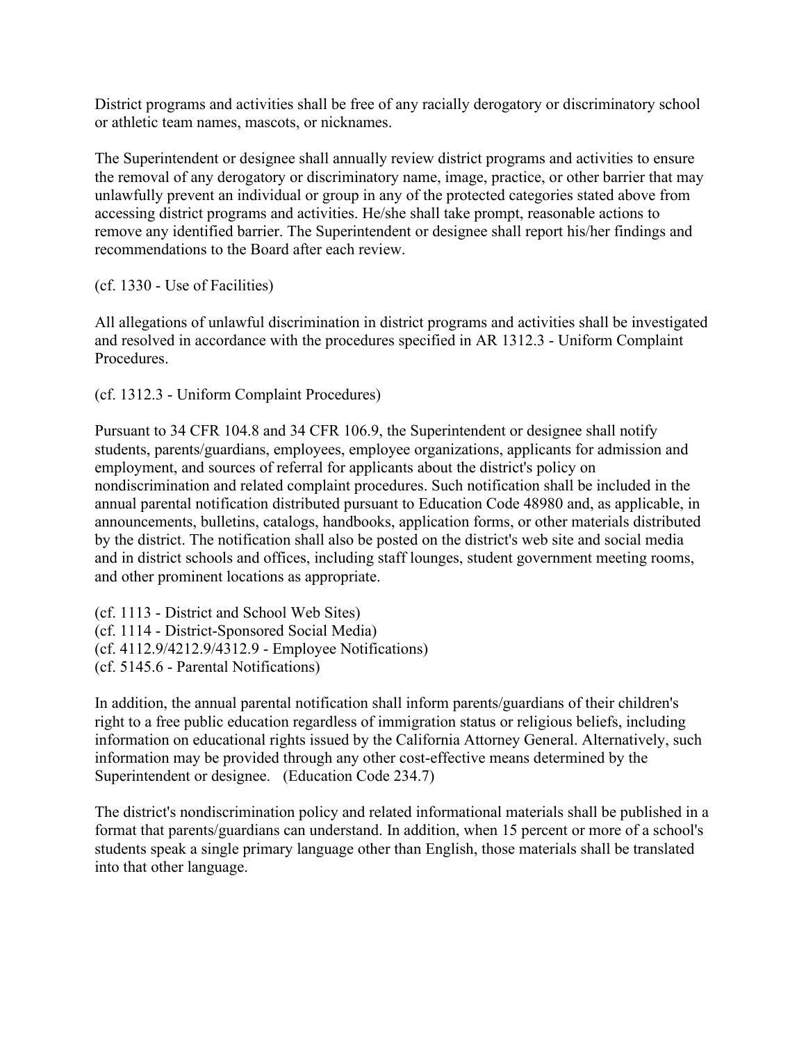District programs and activities shall be free of any racially derogatory or discriminatory school or athletic team names, mascots, or nicknames.

The Superintendent or designee shall annually review district programs and activities to ensure the removal of any derogatory or discriminatory name, image, practice, or other barrier that may unlawfully prevent an individual or group in any of the protected categories stated above from accessing district programs and activities. He/she shall take prompt, reasonable actions to remove any identified barrier. The Superintendent or designee shall report his/her findings and recommendations to the Board after each review.

(cf. 1330 - Use of Facilities)

All allegations of unlawful discrimination in district programs and activities shall be investigated and resolved in accordance with the procedures specified in AR 1312.3 - Uniform Complaint Procedures.

(cf. 1312.3 - Uniform Complaint Procedures)

Pursuant to 34 CFR 104.8 and 34 CFR 106.9, the Superintendent or designee shall notify students, parents/guardians, employees, employee organizations, applicants for admission and employment, and sources of referral for applicants about the district's policy on nondiscrimination and related complaint procedures. Such notification shall be included in the annual parental notification distributed pursuant to Education Code 48980 and, as applicable, in announcements, bulletins, catalogs, handbooks, application forms, or other materials distributed by the district. The notification shall also be posted on the district's web site and social media and in district schools and offices, including staff lounges, student government meeting rooms, and other prominent locations as appropriate.

(cf. 1113 - District and School Web Sites)
(cf. 1114 - District-Sponsored Social Media)
(cf. 4112.9/4212.9/4312.9 - Employee Notifications)
(cf. 5145.6 - Parental Notifications)

In addition, the annual parental notification shall inform parents/guardians of their children's right to a free public education regardless of immigration status or religious beliefs, including information on educational rights issued by the California Attorney General. Alternatively, such information may be provided through any other cost-effective means determined by the Superintendent or designee. (Education Code 234.7)

The district's nondiscrimination policy and related informational materials shall be published in a format that parents/guardians can understand. In addition, when 15 percent or more of a school's students speak a single primary language other than English, those materials shall be translated into that other language.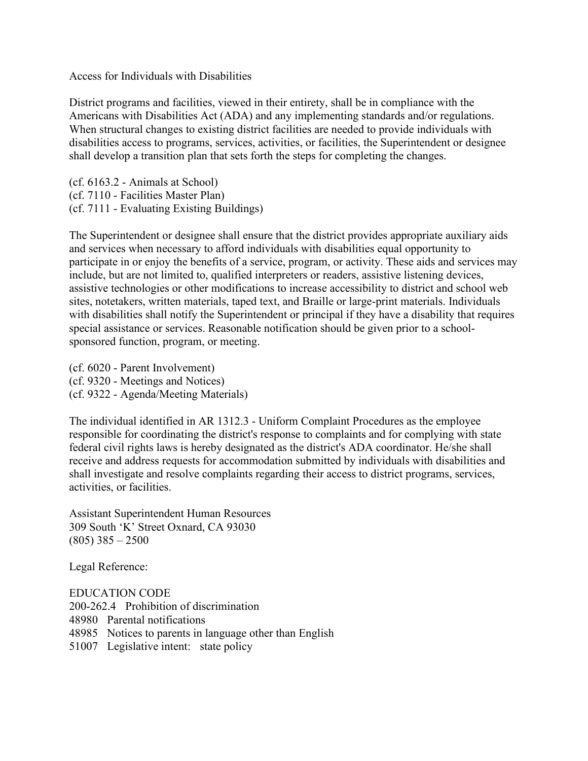Access for Individuals with Disabilities

District programs and facilities, viewed in their entirety, shall be in compliance with the Americans with Disabilities Act (ADA) and any implementing standards and/or regulations. When structural changes to existing district facilities are needed to provide individuals with disabilities access to programs, services, activities, or facilities, the Superintendent or designee shall develop a transition plan that sets forth the steps for completing the changes.

(cf. 6163.2 - Animals at School)
(cf. 7110 - Facilities Master Plan)
(cf. 7111 - Evaluating Existing Buildings)

The Superintendent or designee shall ensure that the district provides appropriate auxiliary aids and services when necessary to afford individuals with disabilities equal opportunity to participate in or enjoy the benefits of a service, program, or activity. These aids and services may include, but are not limited to, qualified interpreters or readers, assistive listening devices, assistive technologies or other modifications to increase accessibility to district and school web sites, notetakers, written materials, taped text, and Braille or large-print materials. Individuals with disabilities shall notify the Superintendent or principal if they have a disability that requires special assistance or services. Reasonable notification should be given prior to a school-sponsored function, program, or meeting.

(cf. 6020 - Parent Involvement)
(cf. 9320 - Meetings and Notices)
(cf. 9322 - Agenda/Meeting Materials)

The individual identified in AR 1312.3 - Uniform Complaint Procedures as the employee responsible for coordinating the district's response to complaints and for complying with state federal civil rights laws is hereby designated as the district's ADA coordinator. He/she shall receive and address requests for accommodation submitted by individuals with disabilities and shall investigate and resolve complaints regarding their access to district programs, services, activities, or facilities.

Assistant Superintendent Human Resources
309 South 'K' Street Oxnard, CA 93030
(805) 385 – 2500

Legal Reference:

EDUCATION CODE
200-262.4 Prohibition of discrimination
48980 Parental notifications
48985 Notices to parents in language other than English
51007 Legislative intent: state policy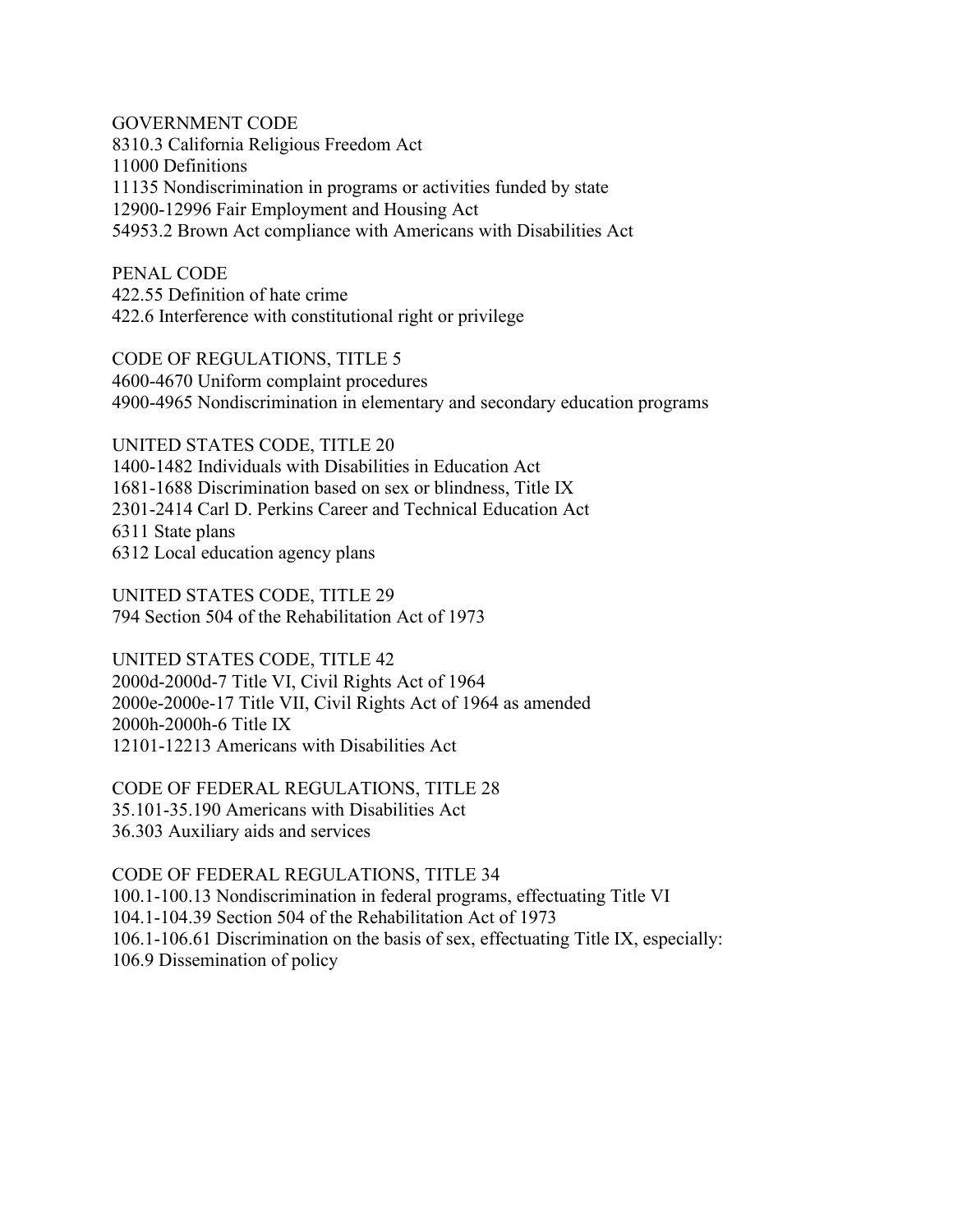GOVERNMENT CODE
8310.3 California Religious Freedom Act
11000 Definitions
11135 Nondiscrimination in programs or activities funded by state
12900-12996 Fair Employment and Housing Act
54953.2 Brown Act compliance with Americans with Disabilities Act

PENAL CODE
422.55 Definition of hate crime
422.6 Interference with constitutional right or privilege

CODE OF REGULATIONS, TITLE 5
4600-4670 Uniform complaint procedures
4900-4965 Nondiscrimination in elementary and secondary education programs

UNITED STATES CODE, TITLE 20
1400-1482 Individuals with Disabilities in Education Act
1681-1688 Discrimination based on sex or blindness, Title IX
2301-2414 Carl D. Perkins Career and Technical Education Act
6311 State plans
6312 Local education agency plans

UNITED STATES CODE, TITLE 29
794 Section 504 of the Rehabilitation Act of 1973

UNITED STATES CODE, TITLE 42
2000d-2000d-7 Title VI, Civil Rights Act of 1964
2000e-2000e-17 Title VII, Civil Rights Act of 1964 as amended
2000h-2000h-6 Title IX
12101-12213 Americans with Disabilities Act

CODE OF FEDERAL REGULATIONS, TITLE 28
35.101-35.190 Americans with Disabilities Act
36.303 Auxiliary aids and services

CODE OF FEDERAL REGULATIONS, TITLE 34
100.1-100.13 Nondiscrimination in federal programs, effectuating Title VI
104.1-104.39 Section 504 of the Rehabilitation Act of 1973
106.1-106.61 Discrimination on the basis of sex, effectuating Title IX, especially:
106.9 Dissemination of policy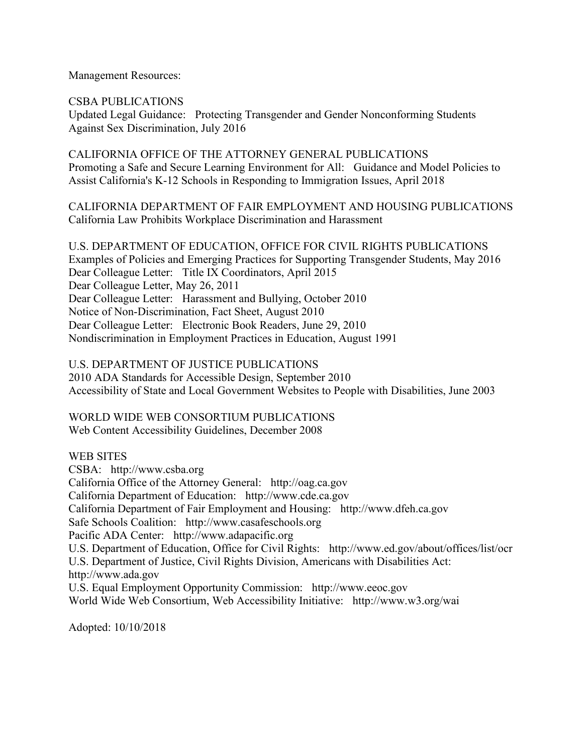Management Resources:

CSBA PUBLICATIONS
Updated Legal Guidance: Protecting Transgender and Gender Nonconforming Students Against Sex Discrimination, July 2016

CALIFORNIA OFFICE OF THE ATTORNEY GENERAL PUBLICATIONS
Promoting a Safe and Secure Learning Environment for All: Guidance and Model Policies to Assist California's K-12 Schools in Responding to Immigration Issues, April 2018

CALIFORNIA DEPARTMENT OF FAIR EMPLOYMENT AND HOUSING PUBLICATIONS
California Law Prohibits Workplace Discrimination and Harassment

U.S. DEPARTMENT OF EDUCATION, OFFICE FOR CIVIL RIGHTS PUBLICATIONS
Examples of Policies and Emerging Practices for Supporting Transgender Students, May 2016
Dear Colleague Letter: Title IX Coordinators, April 2015
Dear Colleague Letter, May 26, 2011
Dear Colleague Letter: Harassment and Bullying, October 2010
Notice of Non-Discrimination, Fact Sheet, August 2010
Dear Colleague Letter: Electronic Book Readers, June 29, 2010
Nondiscrimination in Employment Practices in Education, August 1991

U.S. DEPARTMENT OF JUSTICE PUBLICATIONS
2010 ADA Standards for Accessible Design, September 2010
Accessibility of State and Local Government Websites to People with Disabilities, June 2003

WORLD WIDE WEB CONSORTIUM PUBLICATIONS
Web Content Accessibility Guidelines, December 2008

WEB SITES
CSBA: http://www.csba.org
California Office of the Attorney General: http://oag.ca.gov
California Department of Education: http://www.cde.ca.gov
California Department of Fair Employment and Housing: http://www.dfeh.ca.gov
Safe Schools Coalition: http://www.casafeschools.org
Pacific ADA Center: http://www.adapacific.org
U.S. Department of Education, Office for Civil Rights: http://www.ed.gov/about/offices/list/ocr
U.S. Department of Justice, Civil Rights Division, Americans with Disabilities Act: http://www.ada.gov
U.S. Equal Employment Opportunity Commission: http://www.eeoc.gov
World Wide Web Consortium, Web Accessibility Initiative: http://www.w3.org/wai

Adopted: 10/10/2018